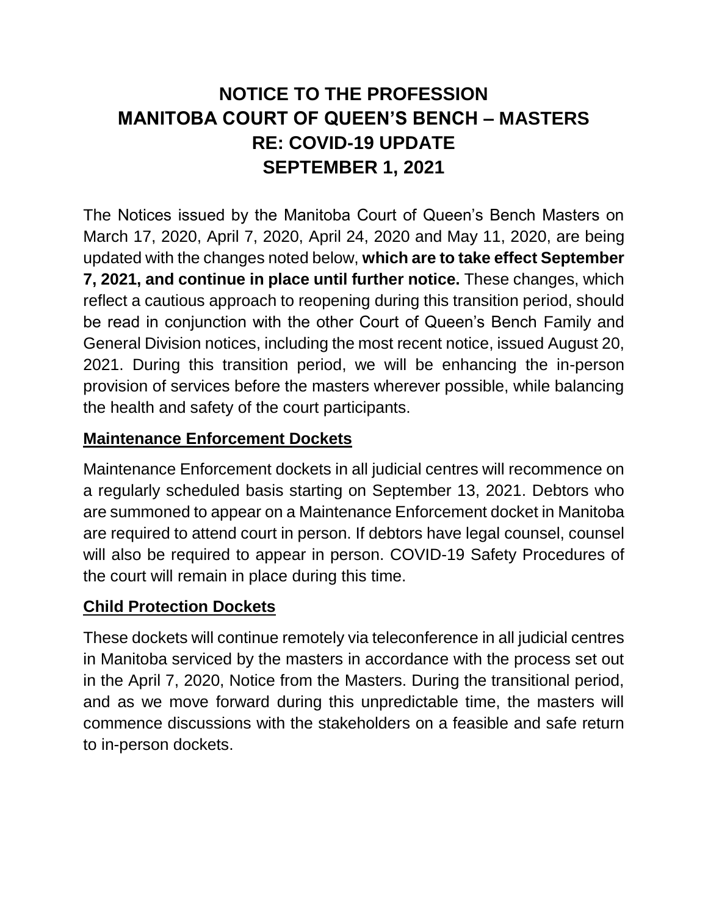# NOTICE TO THE PROFESSION
# MANITOBA COURT OF QUEEN'S BENCH – MASTERS
# RE: COVID-19 UPDATE
# SEPTEMBER 1, 2021

The Notices issued by the Manitoba Court of Queen's Bench Masters on March 17, 2020, April 7, 2020, April 24, 2020 and May 11, 2020, are being updated with the changes noted below, **which are to take effect September 7, 2021, and continue in place until further notice.** These changes, which reflect a cautious approach to reopening during this transition period, should be read in conjunction with the other Court of Queen's Bench Family and General Division notices, including the most recent notice, issued August 20, 2021. During this transition period, we will be enhancing the in-person provision of services before the masters wherever possible, while balancing the health and safety of the court participants.

## Maintenance Enforcement Dockets

Maintenance Enforcement dockets in all judicial centres will recommence on a regularly scheduled basis starting on September 13, 2021. Debtors who are summoned to appear on a Maintenance Enforcement docket in Manitoba are required to attend court in person. If debtors have legal counsel, counsel will also be required to appear in person. COVID-19 Safety Procedures of the court will remain in place during this time.

## Child Protection Dockets

These dockets will continue remotely via teleconference in all judicial centres in Manitoba serviced by the masters in accordance with the process set out in the April 7, 2020, Notice from the Masters. During the transitional period, and as we move forward during this unpredictable time, the masters will commence discussions with the stakeholders on a feasible and safe return to in-person dockets.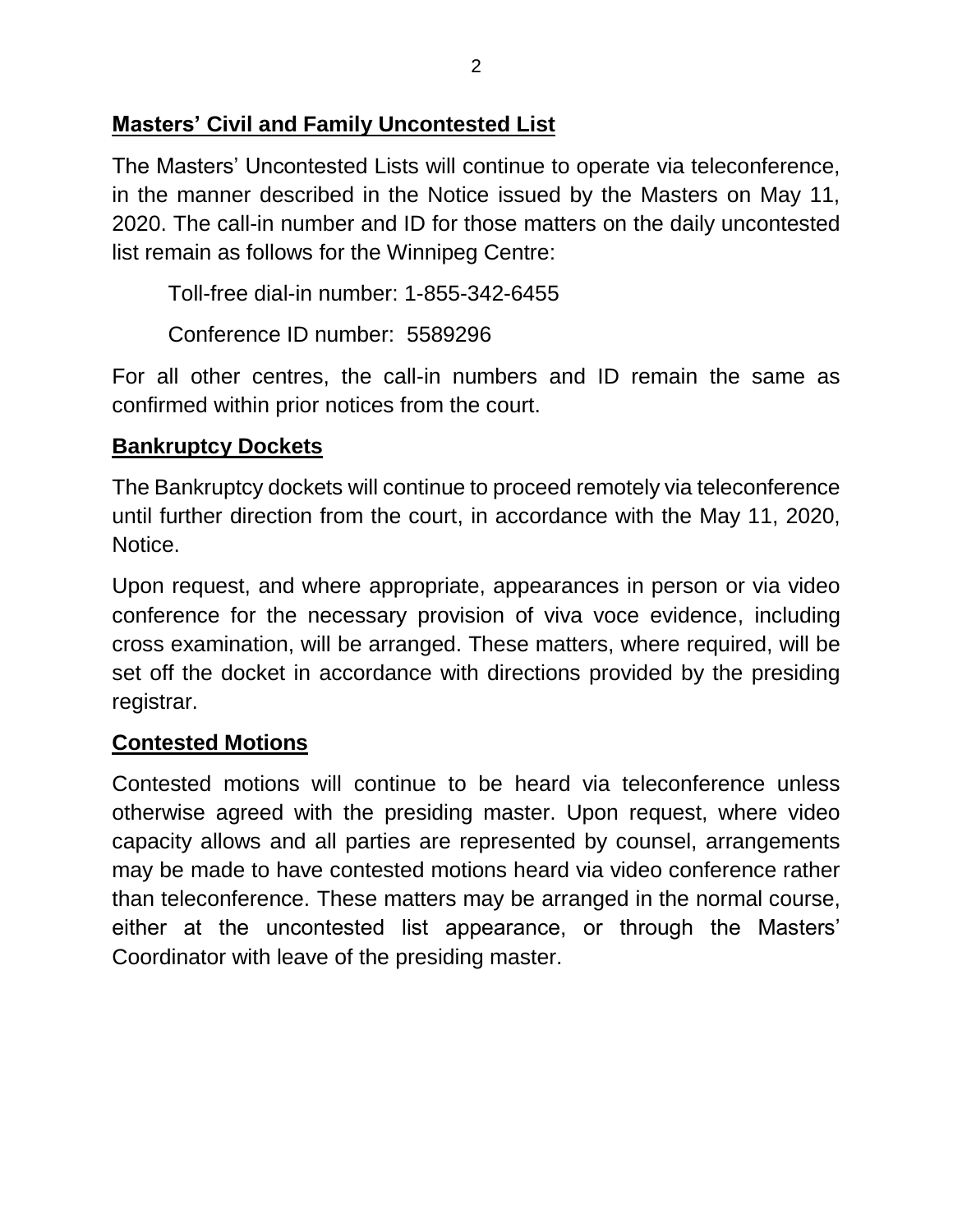**Masters' Civil and Family Uncontested List**

The Masters' Uncontested Lists will continue to operate via teleconference, in the manner described in the Notice issued by the Masters on May 11, 2020. The call-in number and ID for those matters on the daily uncontested list remain as follows for the Winnipeg Centre:

Toll-free dial-in number: 1-855-342-6455

Conference ID number: 5589296

For all other centres, the call-in numbers and ID remain the same as confirmed within prior notices from the court.

**Bankruptcy Dockets**

The Bankruptcy dockets will continue to proceed remotely via teleconference until further direction from the court, in accordance with the May 11, 2020, Notice.

Upon request, and where appropriate, appearances in person or via video conference for the necessary provision of viva voce evidence, including cross examination, will be arranged. These matters, where required, will be set off the docket in accordance with directions provided by the presiding registrar.

**Contested Motions**

Contested motions will continue to be heard via teleconference unless otherwise agreed with the presiding master. Upon request, where video capacity allows and all parties are represented by counsel, arrangements may be made to have contested motions heard via video conference rather than teleconference. These matters may be arranged in the normal course, either at the uncontested list appearance, or through the Masters' Coordinator with leave of the presiding master.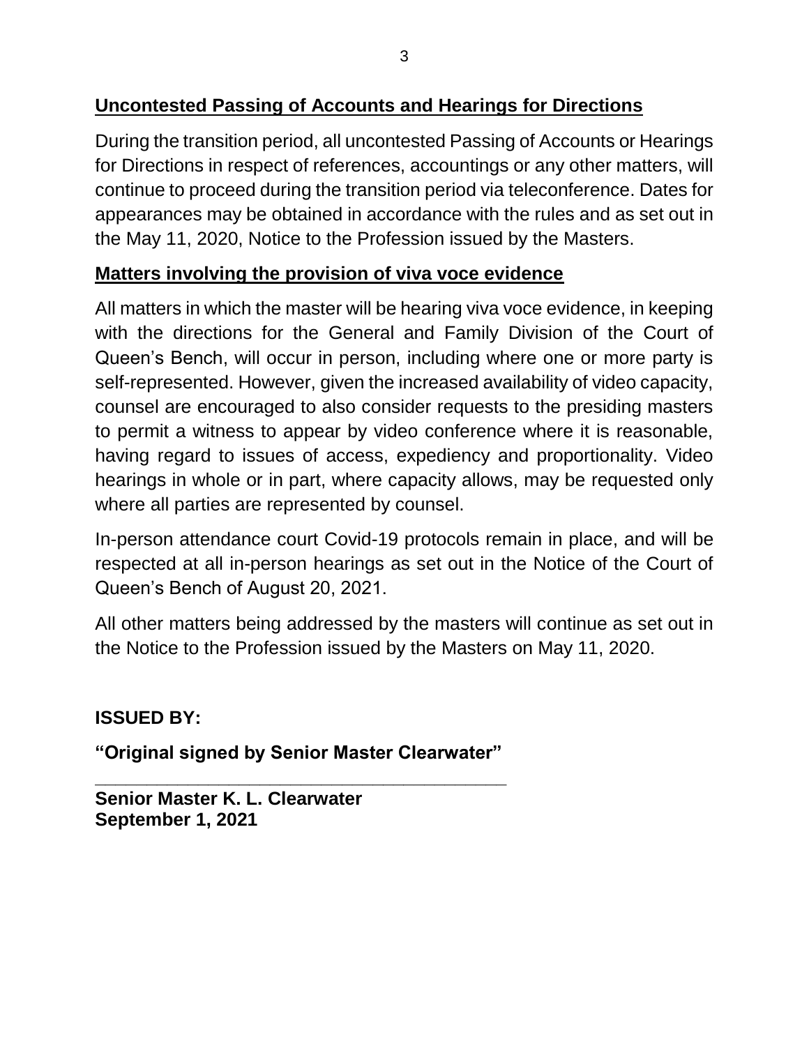**Uncontested Passing of Accounts and Hearings for Directions**

During the transition period, all uncontested Passing of Accounts or Hearings for Directions in respect of references, accountings or any other matters, will continue to proceed during the transition period via teleconference. Dates for appearances may be obtained in accordance with the rules and as set out in the May 11, 2020, Notice to the Profession issued by the Masters.

**Matters involving the provision of viva voce evidence**

All matters in which the master will be hearing viva voce evidence, in keeping with the directions for the General and Family Division of the Court of Queen's Bench, will occur in person, including where one or more party is self-represented. However, given the increased availability of video capacity, counsel are encouraged to also consider requests to the presiding masters to permit a witness to appear by video conference where it is reasonable, having regard to issues of access, expediency and proportionality. Video hearings in whole or in part, where capacity allows, may be requested only where all parties are represented by counsel.

In-person attendance court Covid-19 protocols remain in place, and will be respected at all in-person hearings as set out in the Notice of the Court of Queen's Bench of August 20, 2021.

All other matters being addressed by the masters will continue as set out in the Notice to the Profession issued by the Masters on May 11, 2020.

**ISSUED BY:**

**"Original signed by Senior Master Clearwater"**

**Senior Master K. L. Clearwater**
**September 1, 2021**